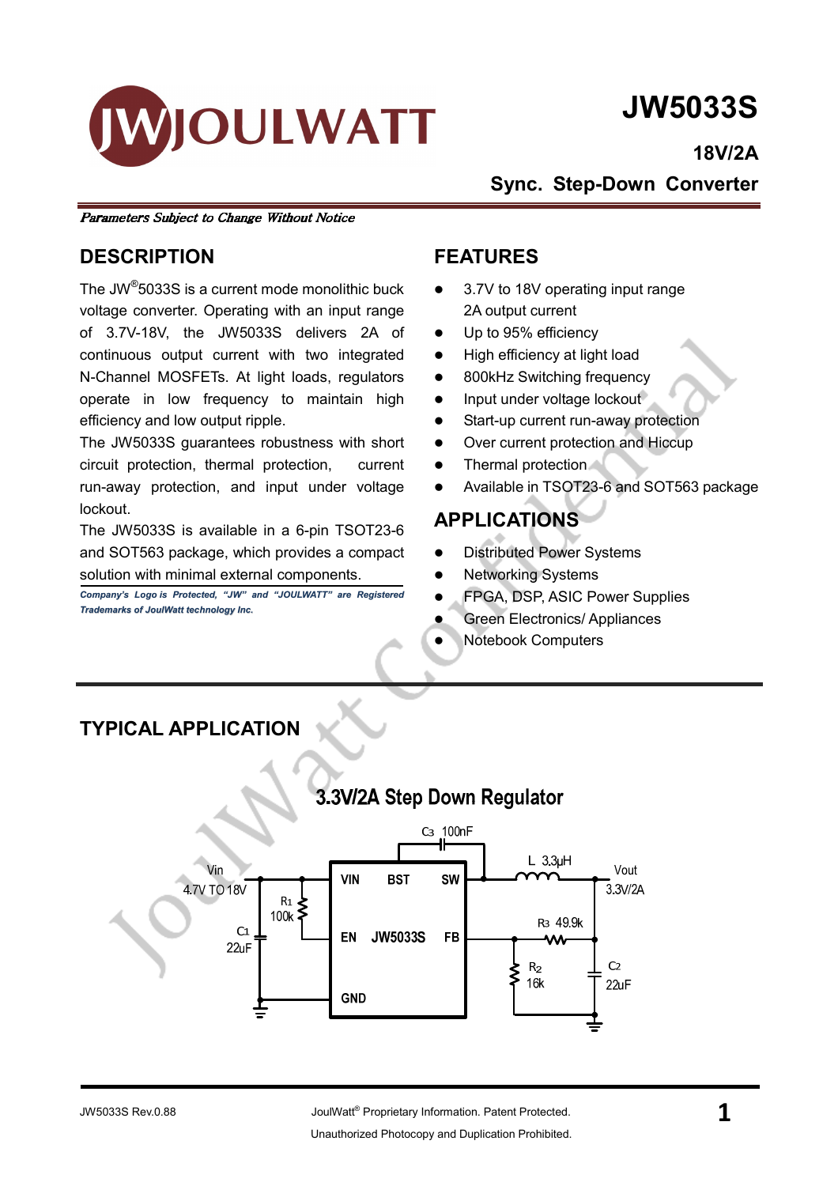# JW5033S

**18V/2A**

**Sync. Step-Down Converter**

*Parameters Subject to Change Without Notice*

## DESCRIPTION

The JW®5033S is a current mode monolithic buck voltage converter. Operating with an input range of 3.7V-18V, the JW5033S delivers 2A of continuous output current with two integrated N-Channel MOSFETs. At light loads, regulators operate in low frequency to maintain high efficiency and low output ripple.

The JW5033S guarantees robustness with short circuit protection, thermal protection, current run-away protection, and input under voltage lockout.

The JW5033S is available in a 6-pin TSOT23-6 and SOT563 package, which provides a compact solution with minimal external components.

*Company's Logo is Protected, "JW" and "JOULWATT" are Registered Trademarks of JoulWatt technology Inc.*

## FEATURES

- 3.7V to 18V operating input range
  2A output current
- Up to 95% efficiency
- High efficiency at light load
- 800kHz Switching frequency
- Input under voltage lockout
- Start-up current run-away protection
- Over current protection and Hiccup
- Thermal protection
- Available in TSOT23-6 and SOT563 package

## APPLICATIONS

- Distributed Power Systems
- Networking Systems
- FPGA, DSP, ASIC Power Supplies
- Green Electronics/ Appliances
- Notebook Computers

## TYPICAL APPLICATION

**3.3V/2A Step Down Regulator**

Vin 4.7V TO 18V; R1 100k; C1 22uF; C3 100nF; L 3.3μH; Vout 3.3V/2A; R3 49.9k; R2 16k; C2 22uF; JW5033S pins: VIN, BST, SW, EN, FB, GND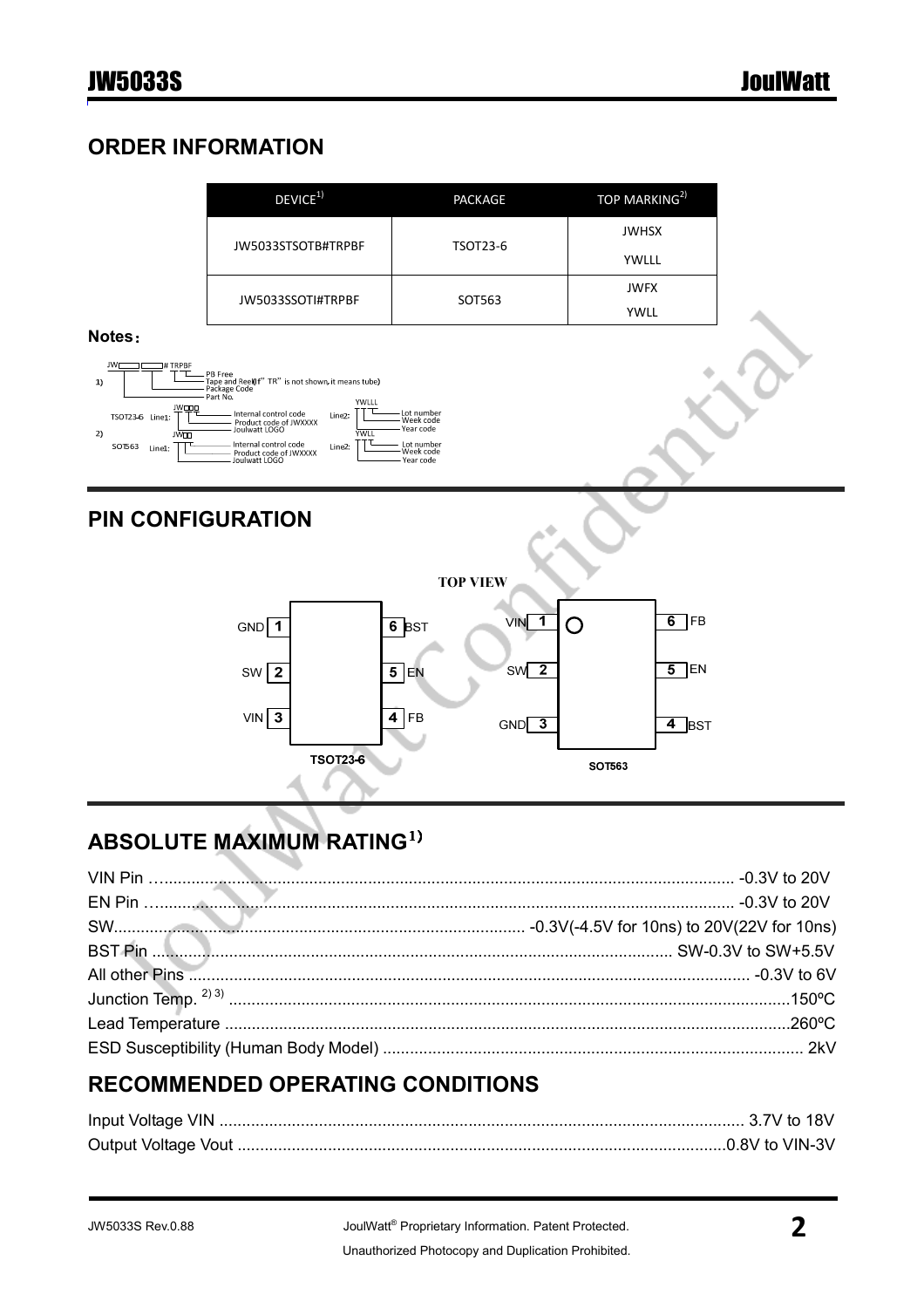## ORDER INFORMATION

| DEVICE[1] | PACKAGE | TOP MARKING[2] |
|---|---|---|
| JW5033STSOTB#TRPBF | TSOT23-6 | JWHSX YWLLL |
| JW5033SSOTI#TRPBF | SOT563 | JWFX YWLL |

**Notes：**

1) JW□□□□# TRPBF
- PB Free
- Tape and Reel(If" TR" is not shown, it means tube)
- Package Code
- Part No.

2)

TSOT23-6 Line1: JW□□□
- Internal control code
- Product code of JWXXXX
- Joulwatt LOGO

Line2: YWLLL
- Lot number
- Week code
- Year code

SOT563 Line1: JW□□
- Internal control code
- Product code of JWXXXX
- Joulwatt LOGO

Line2: YWLL
- Lot number
- Week code
- Year code

## PIN CONFIGURATION

TOP VIEW

| TSOT23-6 Pin | Name | TSOT23-6 Pin | Name |
|---|---|---|---|
| 1 | GND | 6 | BST |
| 2 | SW | 5 | EN |
| 3 | VIN | 4 | FB |

| SOT563 Pin | Name | SOT563 Pin | Name |
|---|---|---|---|
| 1 | VIN | 6 | FB |
| 2 | SW | 5 | EN |
| 3 | GND | 4 | BST |

## ABSOLUTE MAXIMUM RATING[1]

VIN Pin ........................................................................ -0.3V to 20V
EN Pin ........................................................................ -0.3V to 20V
SW........................................................ -0.3V(-4.5V for 10ns) to 20V(22V for 10ns)
BST Pin ........................................................................ SW-0.3V to SW+5.5V
All other Pins ........................................................................ -0.3V to 6V
Junction Temp. [2) 3)] ........................................................................ 150ºC
Lead Temperature ........................................................................ 260ºC
ESD Susceptibility (Human Body Model) ........................................................................ 2kV

## RECOMMENDED OPERATING CONDITIONS

Input Voltage VIN ........................................................................ 3.7V to 18V
Output Voltage Vout ........................................................................ 0.8V to VIN-3V

JW5033S Rev.0.88

JoulWatt® Proprietary Information. Patent Protected.
Unauthorized Photocopy and Duplication Prohibited.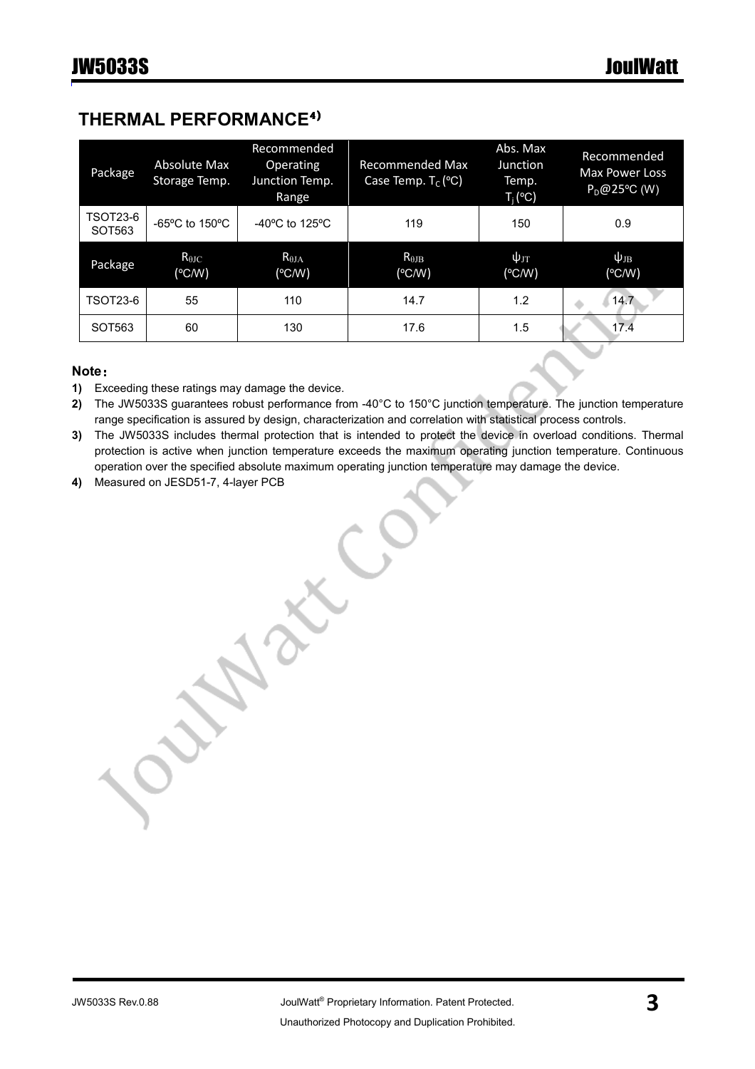## THERMAL PERFORMANCE[4)]

| Package | Absolute Max Storage Temp. | Recommended Operating Junction Temp. Range | Recommended Max Case Temp. $T_C$ (ºC) | Abs. Max Junction Temp. $T_j$ (ºC) | Recommended Max Power Loss $P_D$@25ºC (W) |
|---|---|---|---|---|---|
| TSOT23-6 SOT563 | -65ºC to 150ºC | -40ºC to 125ºC | 119 | 150 | 0.9 |
| **Package** | **$R_{\theta JC}$ (ºC/W)** | **$R_{\theta JA}$ (ºC/W)** | **$R_{\theta JB}$ (ºC/W)** | **$\psi_{JT}$ (ºC/W)** | **$\psi_{JB}$ (ºC/W)** |
| TSOT23-6 | 55 | 110 | 14.7 | 1.2 | 14.7 |
| SOT563 | 60 | 130 | 17.6 | 1.5 | 17.4 |

**Note：**

1) Exceeding these ratings may damage the device.
2) The JW5033S guarantees robust performance from -40°C to 150°C junction temperature. The junction temperature range specification is assured by design, characterization and correlation with statistical process controls.
3) The JW5033S includes thermal protection that is intended to protect the device in overload conditions. Thermal protection is active when junction temperature exceeds the maximum operating junction temperature. Continuous operation over the specified absolute maximum operating junction temperature may damage the device.
4) Measured on JESD51-7, 4-layer PCB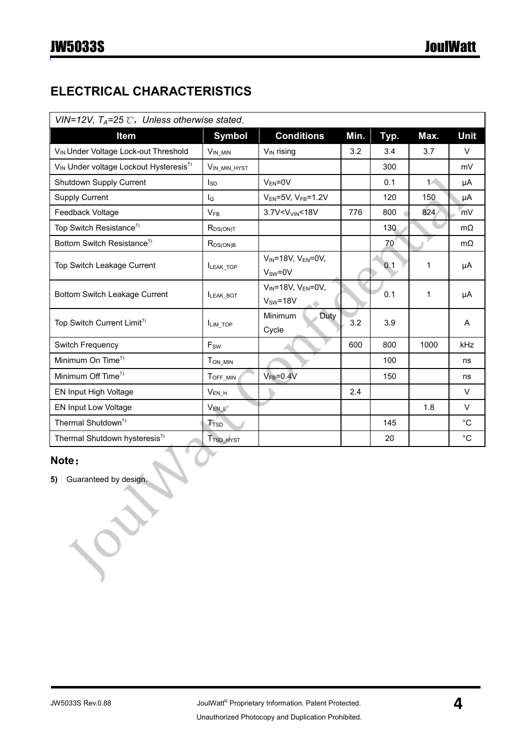## ELECTRICAL CHARACTERISTICS

| *VIN=12V, $T_A$=25℃, Unless otherwise stated.* | | | | | | |
|---|---|---|---|---|---|---|
| **Item** | **Symbol** | **Conditions** | **Min.** | **Typ.** | **Max.** | **Unit** |
| $V_{IN}$ Under Voltage Lock-out Threshold | $V_{IN\_MIN}$ | $V_{IN}$ rising | 3.2 | 3.4 | 3.7 | V |
| $V_{IN}$ Under voltage Lockout Hysteresis[5)] | $V_{IN\_MIN\_HYST}$ | | | 300 | | mV |
| Shutdown Supply Current | $I_{SD}$ | $V_{EN}$=0V | | 0.1 | 1 | μA |
| Supply Current | $I_Q$ | $V_{EN}$=5V, $V_{FB}$=1.2V | | 120 | 150 | μA |
| Feedback Voltage | $V_{FB}$ | 3.7V<$V_{VIN}$<18V | 776 | 800 | 824 | mV |
| Top Switch Resistance[5)] | $R_{DS(ON)T}$ | | | 130 | | mΩ |
| Bottom Switch Resistance[5)] | $R_{DS(ON)B}$ | | | 70 | | mΩ |
| Top Switch Leakage Current | $I_{LEAK\_TOP}$ | $V_{IN}$=18V, $V_{EN}$=0V, $V_{SW}$=0V | | 0.1 | 1 | μA |
| Bottom Switch Leakage Current | $I_{LEAK\_BOT}$ | $V_{IN}$=18V, $V_{EN}$=0V, $V_{SW}$=18V | | 0.1 | 1 | μA |
| Top Switch Current Limit[5)] | $I_{LIM\_TOP}$ | Minimum Duty Cycle | 3.2 | 3.9 | | A |
| Switch Frequency | $F_{SW}$ | | 600 | 800 | 1000 | kHz |
| Minimum On Time[5)] | $T_{ON\_MIN}$ | | | 100 | | ns |
| Minimum Off Time[5)] | $T_{OFF\_MIN}$ | $V_{FB}$=0.4V | | 150 | | ns |
| EN Input High Voltage | $V_{EN\_H}$ | | 2.4 | | | V |
| EN Input Low Voltage | $V_{EN\_L}$ | | | | 1.8 | V |
| Thermal Shutdown[5)] | $T_{TSD}$ | | | 145 | | °C |
| Thermal Shutdown hysteresis[5)] | $T_{TSD\_HYST}$ | | | 20 | | °C |

**Note:**

**5)** Guaranteed by design.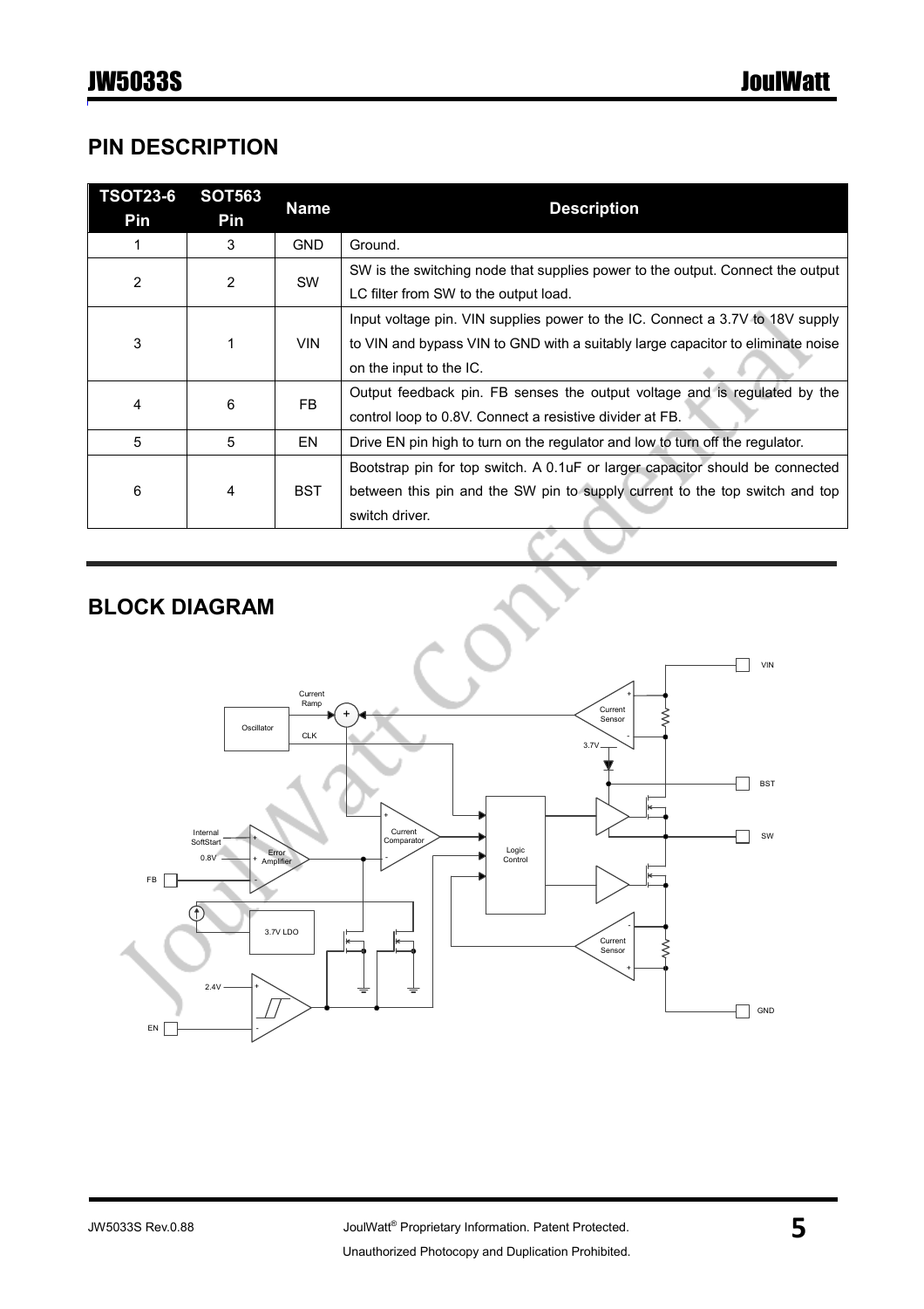## PIN DESCRIPTION

| TSOT23-6 Pin | SOT563 Pin | Name | Description |
|---|---|---|---|
| 1 | 3 | GND | Ground. |
| 2 | 2 | SW | SW is the switching node that supplies power to the output. Connect the output LC filter from SW to the output load. |
| 3 | 1 | VIN | Input voltage pin. VIN supplies power to the IC. Connect a 3.7V to 18V supply to VIN and bypass VIN to GND with a suitably large capacitor to eliminate noise on the input to the IC. |
| 4 | 6 | FB | Output feedback pin. FB senses the output voltage and is regulated by the control loop to 0.8V. Connect a resistive divider at FB. |
| 5 | 5 | EN | Drive EN pin high to turn on the regulator and low to turn off the regulator. |
| 6 | 4 | BST | Bootstrap pin for top switch. A 0.1uF or larger capacitor should be connected between this pin and the SW pin to supply current to the top switch and top switch driver. |

## BLOCK DIAGRAM

VIN

Current Ramp

Oscillator

CLK

Current Sensor

3.7V

BST

Internal SoftStart

Current Comparator

SW

0.8V

Error Amplifier

Logic Control

FB

3.7V LDO

Current Sensor

2.4V

GND

EN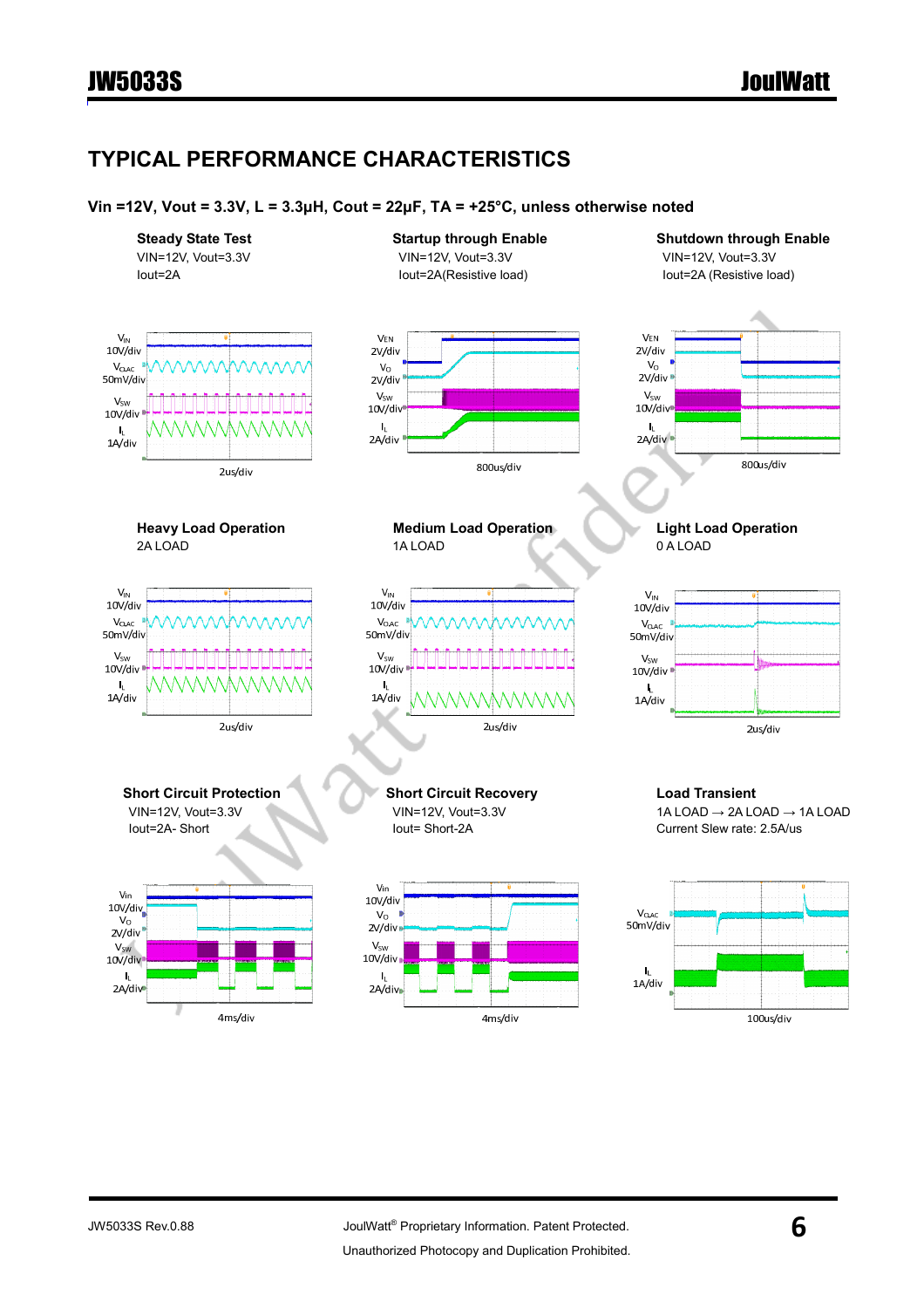## TYPICAL PERFORMANCE CHARACTERISTICS

**Vin =12V, Vout = 3.3V, L = 3.3μH, Cout = 22μF, TA = +25°C, unless otherwise noted**

**Steady State Test**
VIN=12V, Vout=3.3V
Iout=2A

$V_{IN}$ 10V/div
$V_{O,AC}$ 50mV/div
$V_{SW}$ 10V/div
$I_L$ 1A/div
2us/div

**Startup through Enable**
VIN=12V, Vout=3.3V
Iout=2A(Resistive load)

$V_{EN}$ 2V/div
$V_O$ 2V/div
$V_{SW}$ 10V/div
$I_L$ 2A/div
800us/div

**Shutdown through Enable**
VIN=12V, Vout=3.3V
Iout=2A (Resistive load)

$V_{EN}$ 2V/div
$V_O$ 2V/div
$V_{SW}$ 10V/div
$I_L$ 2A/div
800us/div

**Heavy Load Operation**
2A LOAD

$V_{IN}$ 10V/div
$V_{O,AC}$ 50mV/div
$V_{SW}$ 10V/div
$I_L$ 1A/div
2us/div

**Medium Load Operation**
1A LOAD

$V_{IN}$ 10V/div
$V_{O,AC}$ 50mV/div
$V_{SW}$ 10V/div
$I_L$ 1A/div
2us/div

**Light Load Operation**
0 A LOAD

$V_{IN}$ 10V/div
$V_{O,AC}$ 50mV/div
$V_{SW}$ 10V/div
$I_L$ 1A/div
2us/div

**Short Circuit Protection**
VIN=12V, Vout=3.3V
Iout=2A- Short

Vin 10V/div
$V_O$ 2V/div
$V_{SW}$ 10V/div
$I_L$ 2A/div
4ms/div

**Short Circuit Recovery**
VIN=12V, Vout=3.3V
Iout= Short-2A

Vin 10V/div
$V_O$ 2V/div
$V_{SW}$ 10V/div
$I_L$ 2A/div
4ms/div

**Load Transient**
1A LOAD → 2A LOAD → 1A LOAD
Current Slew rate: 2.5A/us

$V_{O,AC}$ 50mV/div
$I_L$ 1A/div
100us/div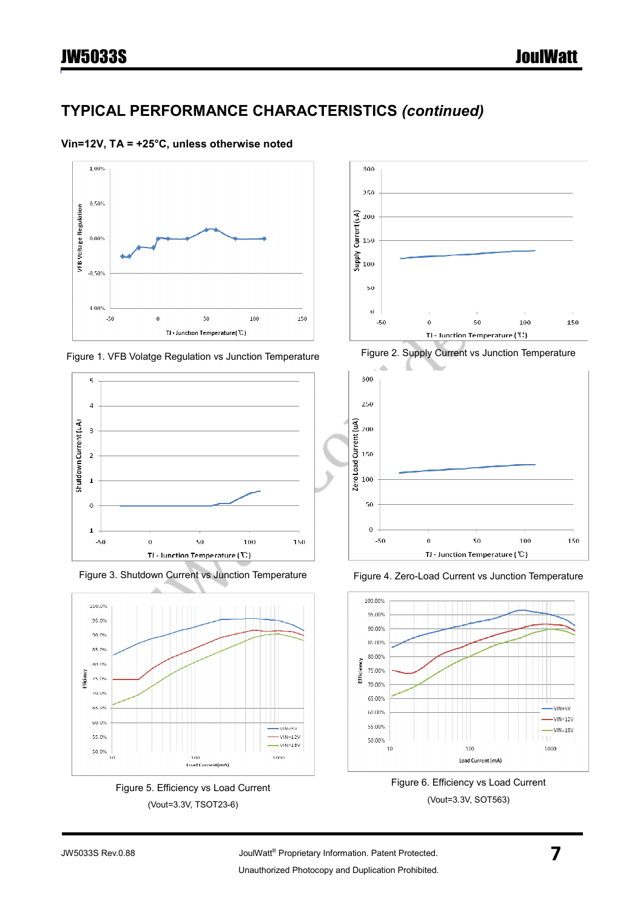## TYPICAL PERFORMANCE CHARACTERISTICS *(continued)*

**Vin=12V, TA = +25°C, unless otherwise noted**

Figure 1. VFB Volatge Regulation vs Junction Temperature

Figure 2. Supply Current vs Junction Temperature

Figure 3. Shutdown Current vs Junction Temperature

Figure 4. Zero-Load Current vs Junction Temperature

Figure 5. Efficiency vs Load Current

(Vout=3.3V, TSOT23-6)

Figure 6. Efficiency vs Load Current

(Vout=3.3V, SOT563)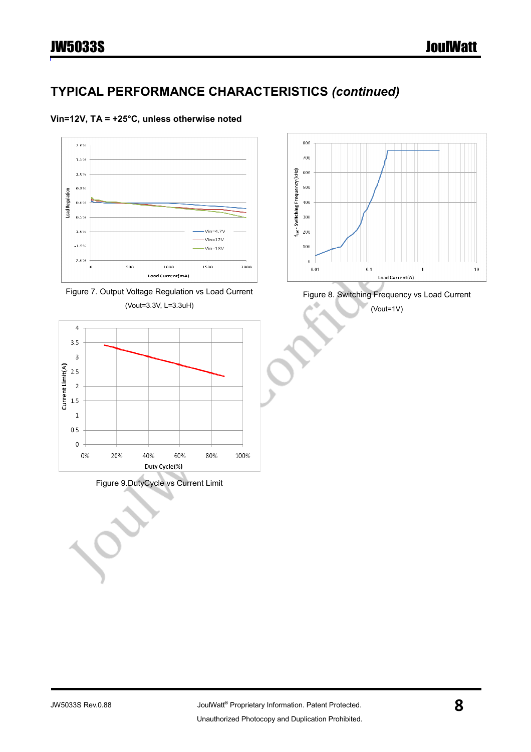## TYPICAL PERFORMANCE CHARACTERISTICS *(continued)*

**Vin=12V, TA = +25°C, unless otherwise noted**

Figure 7. Output Voltage Regulation vs Load Current

(Vout=3.3V, L=3.3uH)

Figure 8. Switching Frequency vs Load Current

(Vout=1V)

Figure 9.DutyCycle vs Current Limit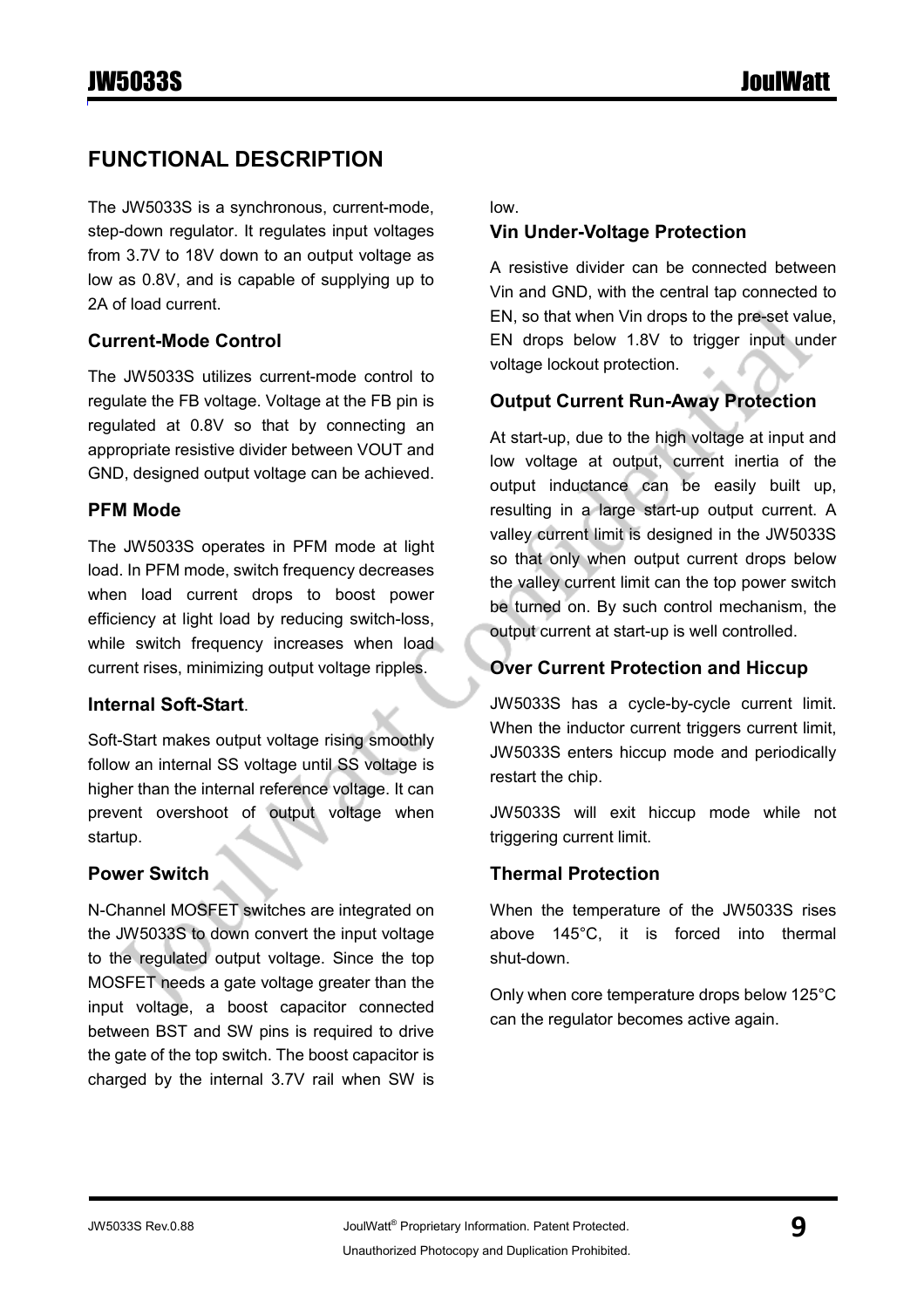## FUNCTIONAL DESCRIPTION

The JW5033S is a synchronous, current-mode, step-down regulator. It regulates input voltages from 3.7V to 18V down to an output voltage as low as 0.8V, and is capable of supplying up to 2A of load current.

### Current-Mode Control

The JW5033S utilizes current-mode control to regulate the FB voltage. Voltage at the FB pin is regulated at 0.8V so that by connecting an appropriate resistive divider between VOUT and GND, designed output voltage can be achieved.

### PFM Mode

The JW5033S operates in PFM mode at light load. In PFM mode, switch frequency decreases when load current drops to boost power efficiency at light load by reducing switch-loss, while switch frequency increases when load current rises, minimizing output voltage ripples.

### Internal Soft-Start.

Soft-Start makes output voltage rising smoothly follow an internal SS voltage until SS voltage is higher than the internal reference voltage. It can prevent overshoot of output voltage when startup.

### Power Switch

N-Channel MOSFET switches are integrated on the JW5033S to down convert the input voltage to the regulated output voltage. Since the top MOSFET needs a gate voltage greater than the input voltage, a boost capacitor connected between BST and SW pins is required to drive the gate of the top switch. The boost capacitor is charged by the internal 3.7V rail when SW is low.

### Vin Under-Voltage Protection

A resistive divider can be connected between Vin and GND, with the central tap connected to EN, so that when Vin drops to the pre-set value, EN drops below 1.8V to trigger input under voltage lockout protection.

### Output Current Run-Away Protection

At start-up, due to the high voltage at input and low voltage at output, current inertia of the output inductance can be easily built up, resulting in a large start-up output current. A valley current limit is designed in the JW5033S so that only when output current drops below the valley current limit can the top power switch be turned on. By such control mechanism, the output current at start-up is well controlled.

### Over Current Protection and Hiccup

JW5033S has a cycle-by-cycle current limit. When the inductor current triggers current limit, JW5033S enters hiccup mode and periodically restart the chip.

JW5033S will exit hiccup mode while not triggering current limit.

### Thermal Protection

When the temperature of the JW5033S rises above 145°C, it is forced into thermal shut-down.

Only when core temperature drops below 125°C can the regulator becomes active again.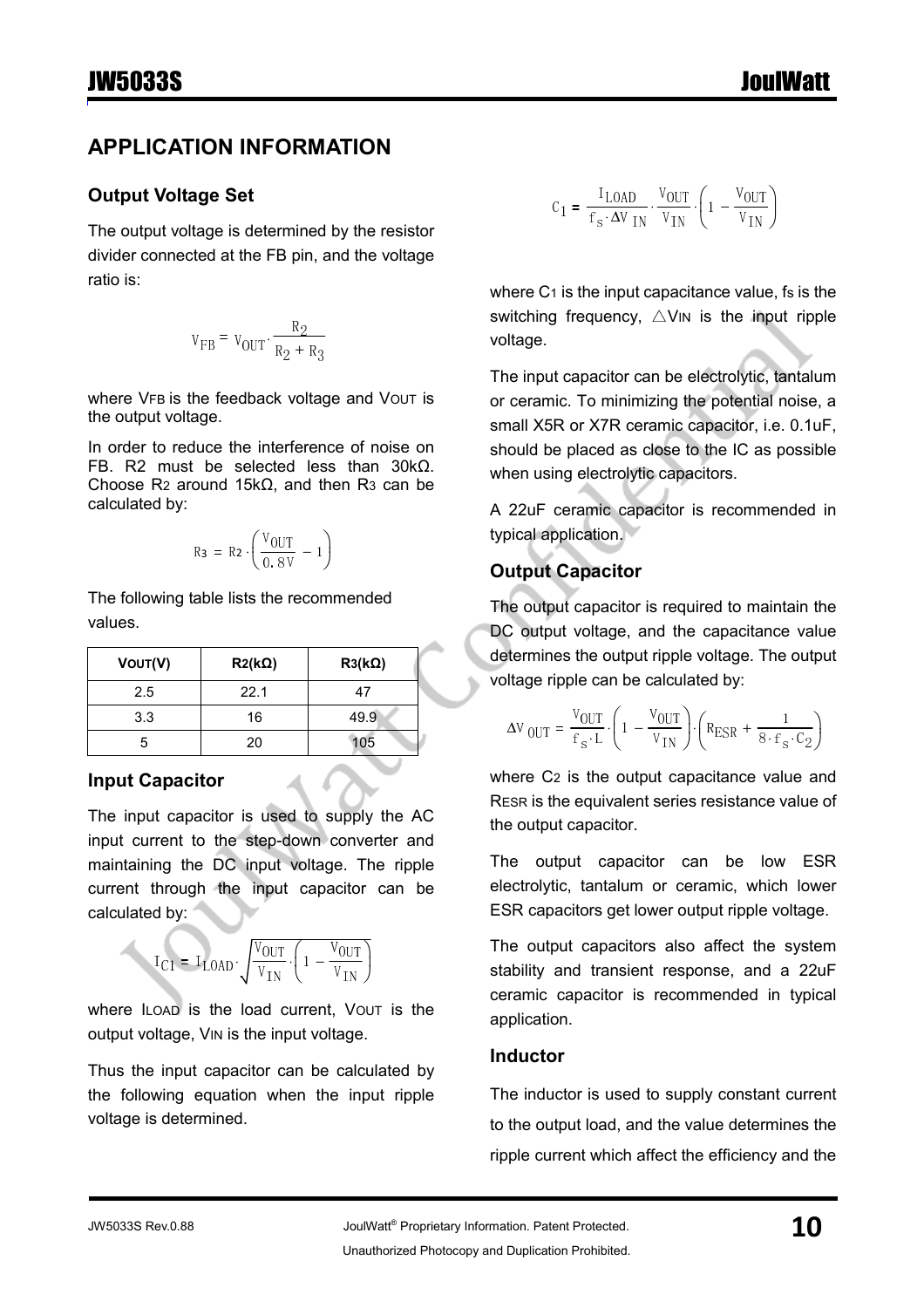## APPLICATION INFORMATION

### Output Voltage Set

The output voltage is determined by the resistor divider connected at the FB pin, and the voltage ratio is:

$$V_{FB} = V_{OUT} \cdot \frac{R_2}{R_2 + R_3}$$

where $V_{FB}$ is the feedback voltage and $V_{OUT}$ is the output voltage.

In order to reduce the interference of noise on FB. R2 must be selected less than 30kΩ. Choose $R_2$ around 15kΩ, and then $R_3$ can be calculated by:

$$R_3 = R_2 \cdot \left(\frac{V_{OUT}}{0.8V} - 1\right)$$

The following table lists the recommended values.

| $V_{OUT}$(V) | $R_2$(kΩ) | $R_3$(kΩ) |
|---|---|---|
| 2.5 | 22.1 | 47 |
| 3.3 | 16 | 49.9 |
| 5 | 20 | 105 |

### Input Capacitor

The input capacitor is used to supply the AC input current to the step-down converter and maintaining the DC input voltage. The ripple current through the input capacitor can be calculated by:

$$I_{C1} = I_{LOAD} \cdot \sqrt{\frac{V_{OUT}}{V_{IN}} \cdot \left(1 - \frac{V_{OUT}}{V_{IN}}\right)}$$

where $I_{LOAD}$ is the load current, $V_{OUT}$ is the output voltage, $V_{IN}$ is the input voltage.

Thus the input capacitor can be calculated by the following equation when the input ripple voltage is determined.

$$C_1 = \frac{I_{LOAD}}{f_S \cdot \Delta V_{IN}} \cdot \frac{V_{OUT}}{V_{IN}} \cdot \left(1 - \frac{V_{OUT}}{V_{IN}}\right)$$

where $C_1$ is the input capacitance value, $f_S$ is the switching frequency, $\triangle V_{IN}$ is the input ripple voltage.

The input capacitor can be electrolytic, tantalum or ceramic. To minimizing the potential noise, a small X5R or X7R ceramic capacitor, i.e. 0.1uF, should be placed as close to the IC as possible when using electrolytic capacitors.

A 22uF ceramic capacitor is recommended in typical application.

### Output Capacitor

The output capacitor is required to maintain the DC output voltage, and the capacitance value determines the output ripple voltage. The output voltage ripple can be calculated by:

$$\Delta V_{OUT} = \frac{V_{OUT}}{f_S \cdot L} \cdot \left(1 - \frac{V_{OUT}}{V_{IN}}\right) \cdot \left(R_{ESR} + \frac{1}{8 \cdot f_S \cdot C_2}\right)$$

where $C_2$ is the output capacitance value and $R_{ESR}$ is the equivalent series resistance value of the output capacitor.

The output capacitor can be low ESR electrolytic, tantalum or ceramic, which lower ESR capacitors get lower output ripple voltage.

The output capacitors also affect the system stability and transient response, and a 22uF ceramic capacitor is recommended in typical application.

### Inductor

The inductor is used to supply constant current to the output load, and the value determines the ripple current which affect the efficiency and the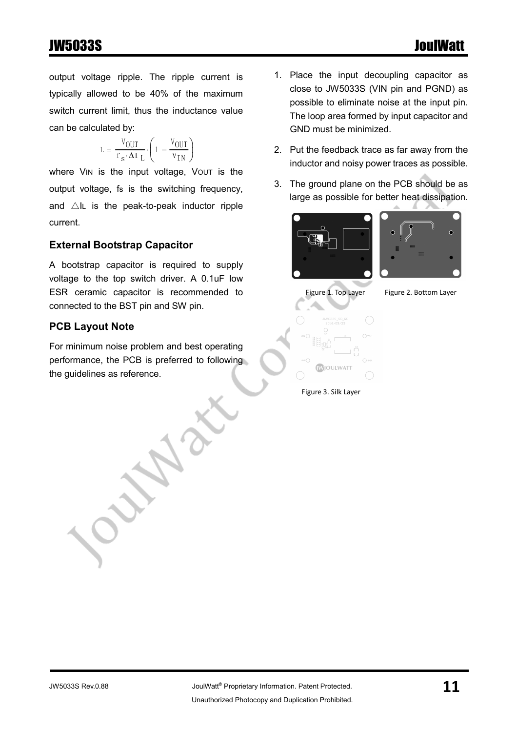output voltage ripple. The ripple current is typically allowed to be 40% of the maximum switch current limit, thus the inductance value can be calculated by:

$$L = \frac{V_{OUT}}{f_S \cdot \Delta I_L} \cdot \left(1 - \frac{V_{OUT}}{V_{IN}}\right)$$

where $V_{IN}$ is the input voltage, $V_{OUT}$ is the output voltage, $f_S$ is the switching frequency, and $\triangle I_L$ is the peak-to-peak inductor ripple current.

### External Bootstrap Capacitor

A bootstrap capacitor is required to supply voltage to the top switch driver. A 0.1uF low ESR ceramic capacitor is recommended to connected to the BST pin and SW pin.

### PCB Layout Note

For minimum noise problem and best operating performance, the PCB is preferred to following the guidelines as reference.

1. Place the input decoupling capacitor as close to JW5033S (VIN pin and PGND) as possible to eliminate noise at the input pin. The loop area formed by input capacitor and GND must be minimized.
2. Put the feedback trace as far away from the inductor and noisy power traces as possible.
3. The ground plane on the PCB should be as large as possible for better heat dissipation.

Figure 1. Top Layer

Figure 2. Bottom Layer

Figure 3. Silk Layer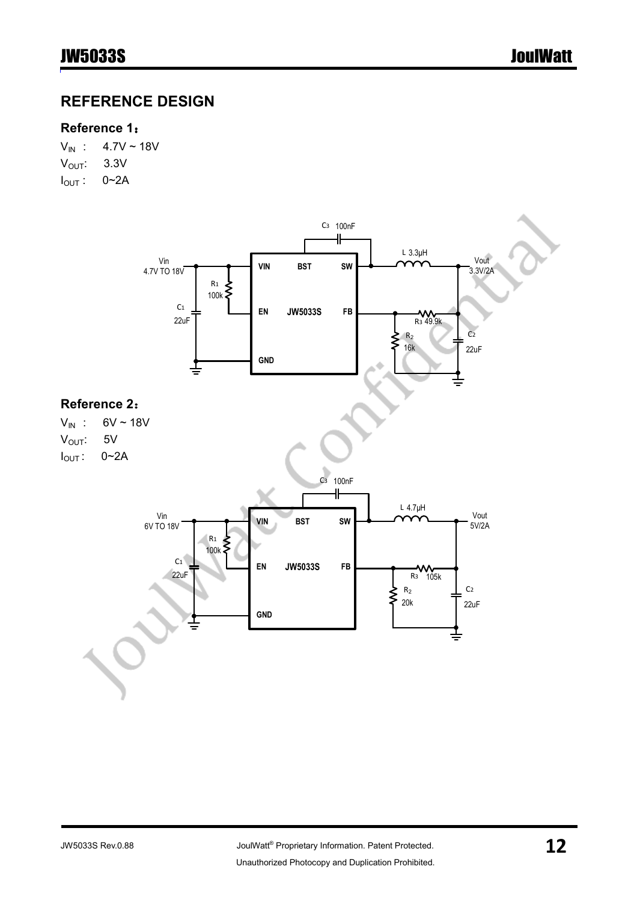## REFERENCE DESIGN

### Reference 1：

$V_{IN}$ : 4.7V ~ 18V

$V_{OUT}$: 3.3V

$I_{OUT}$ : 0~2A

### Reference 2：

$V_{IN}$ : 6V ~ 18V

$V_{OUT}$: 5V

$I_{OUT}$ : 0~2A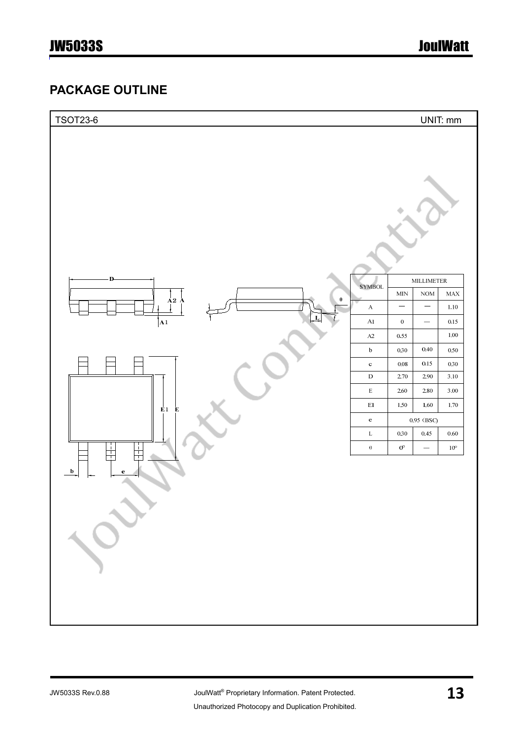## PACKAGE OUTLINE

TSOT23-6 UNIT: mm

| SYMBOL | MILLIMETER | | |
|---|---|---|---|
| | MIN | NOM | MAX |
| A | — | — | 1.10 |
| A1 | 0 | — | 0.15 |
| A2 | 0.55 | | 1.00 |
| b | 0.30 | 0.40 | 0.50 |
| c | 0.08 | 0.15 | 0.30 |
| D | 2.70 | 2.90 | 3.10 |
| E | 2.60 | 2.80 | 3.00 |
| E1 | 1.50 | 1.60 | 1.70 |
| e | 0.95 (BSC) | | |
| L | 0.30 | 0.45 | 0.60 |
| θ | 0° | — | 10° |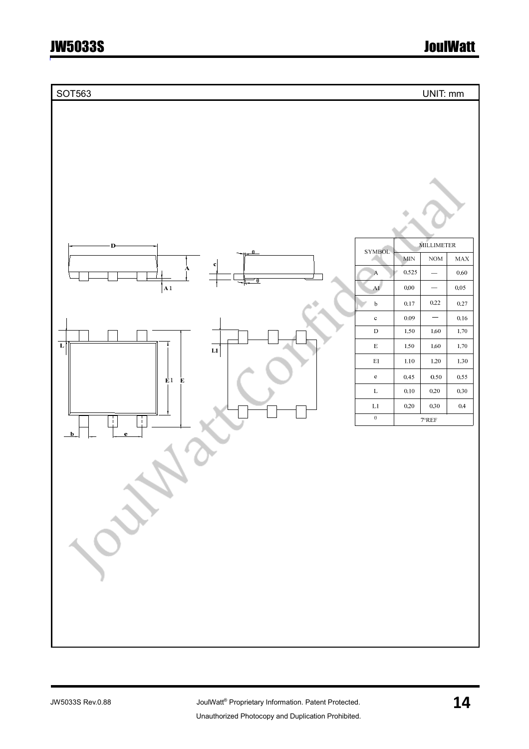SOT563 UNIT: mm

| SYMBOL | MILLIMETER | | |
|---|---|---|---|
| | MIN | NOM | MAX |
| A | 0.525 | — | 0.60 |
| A1 | 0.00 | — | 0.05 |
| b | 0.17 | 0.22 | 0.27 |
| c | 0.09 | — | 0.16 |
| D | 1.50 | 1.60 | 1.70 |
| E | 1.50 | 1.60 | 1.70 |
| E1 | 1.10 | 1.20 | 1.30 |
| e | 0.45 | 0.50 | 0.55 |
| L | 0.10 | 0.20 | 0.30 |
| L1 | 0.20 | 0.30 | 0.4 |
| θ | 7°REF | | |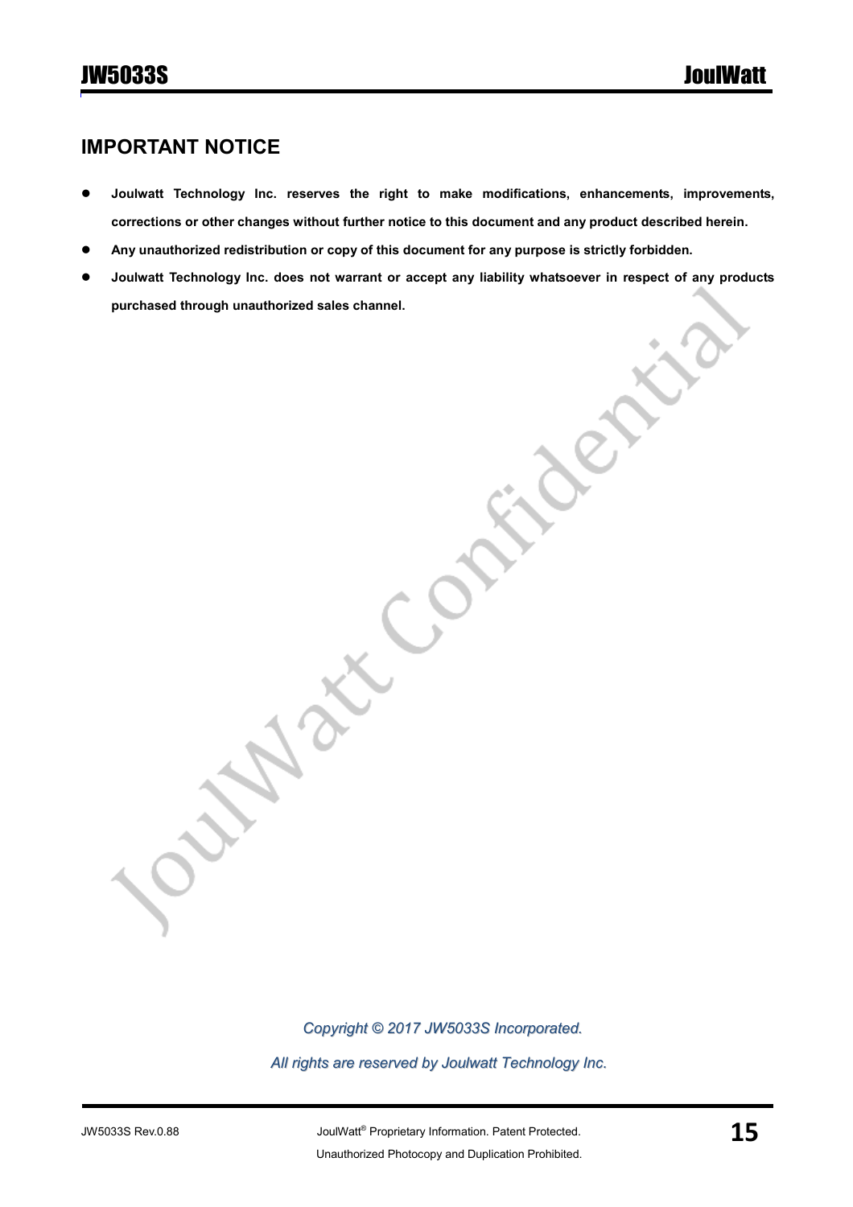## IMPORTANT NOTICE

- **Joulwatt Technology Inc. reserves the right to make modifications, enhancements, improvements, corrections or other changes without further notice to this document and any product described herein.**
- **Any unauthorized redistribution or copy of this document for any purpose is strictly forbidden.**
- **Joulwatt Technology Inc. does not warrant or accept any liability whatsoever in respect of any products purchased through unauthorized sales channel.**

*Copyright © 2017 JW5033S Incorporated.*

*All rights are reserved by Joulwatt Technology Inc.*